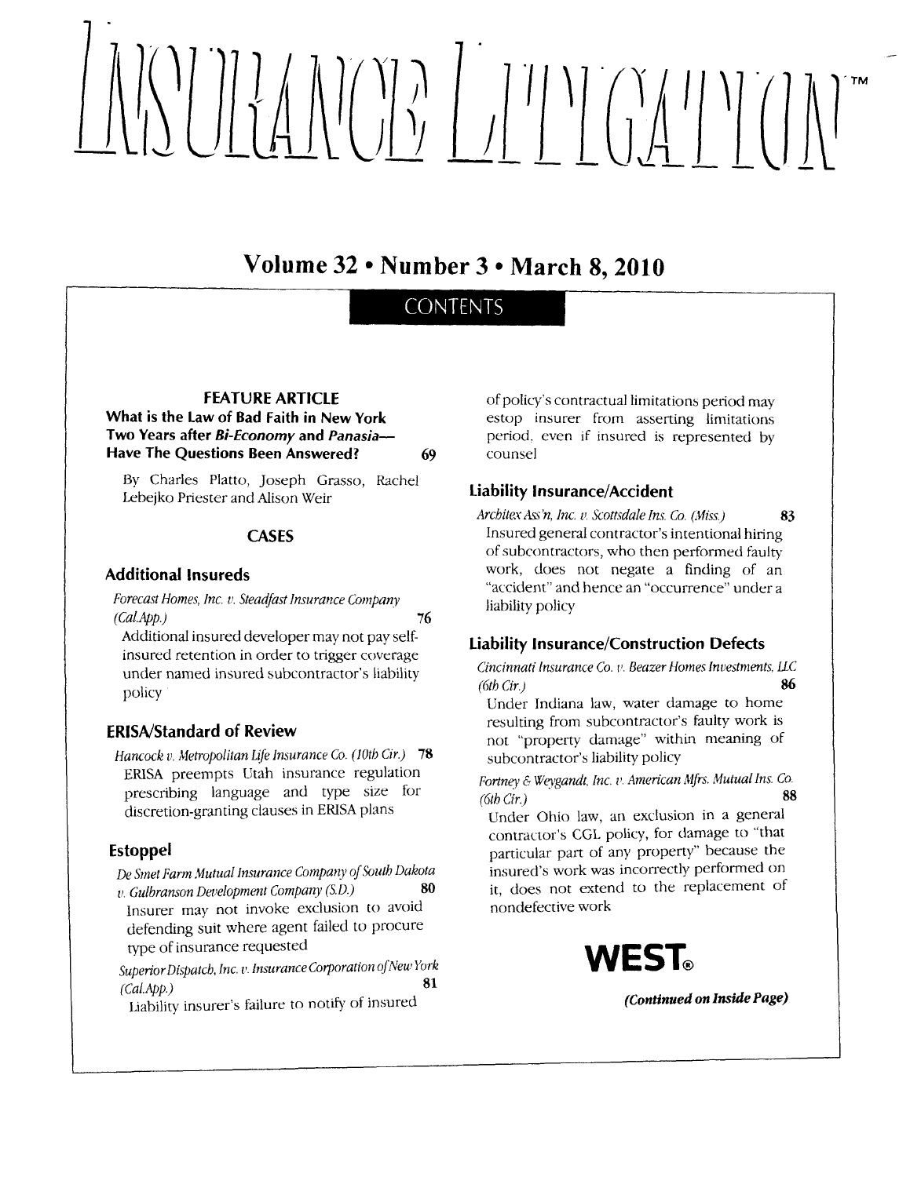# INSURANCE LITIGATION™

## Volume 32 • Number 3 • March 8, 2010

## CONTENTS

### FEATURE ARTICLE

**What is the Law of Bad Faith in New York Two Years after *Bi-Economy* and *Panasia*—Have The Questions Been Answered?** 69

By Charles Platto, Joseph Grasso, Rachel Lebejko Priester and Alison Weir

### CASES

#### Additional Insureds

*Forecast Homes, Inc. v. Steadfast Insurance Company (Cal.App.)* 76

Additional insured developer may not pay self-insured retention in order to trigger coverage under named insured subcontractor's liability policy

#### ERISA/Standard of Review

*Hancock v. Metropolitan Life Insurance Co. (10th Cir.)* 78

ERISA preempts Utah insurance regulation prescribing language and type size for discretion-granting clauses in ERISA plans

#### Estoppel

*De Smet Farm Mutual Insurance Company of South Dakota v. Gulbranson Development Company (S.D.)* 80

Insurer may not invoke exclusion to avoid defending suit where agent failed to procure type of insurance requested

*Superior Dispatch, Inc. v. Insurance Corporation of New York (Cal.App.)* 81

Liability insurer's failure to notify of insured of policy's contractual limitations period may estop insurer from asserting limitations period, even if insured is represented by counsel

#### Liability Insurance/Accident

*Architex Ass'n, Inc. v. Scottsdale Ins. Co. (Miss.)* 83

Insured general contractor's intentional hiring of subcontractors, who then performed faulty work, does not negate a finding of an "accident" and hence an "occurrence" under a liability policy

#### Liability Insurance/Construction Defects

*Cincinnati Insurance Co. v. Beazer Homes Investments, LLC (6th Cir.)* 86

Under Indiana law, water damage to home resulting from subcontractor's faulty work is not "property damage" within meaning of subcontractor's liability policy

*Fortney & Weygandt, Inc. v. American Mfrs. Mutual Ins. Co. (6th Cir.)* 88

Under Ohio law, an exclusion in a general contractor's CGL policy, for damage to "that particular part of any property" because the insured's work was incorrectly performed on it, does not extend to the replacement of nondefective work

**WEST®**

***(Continued on Inside Page)***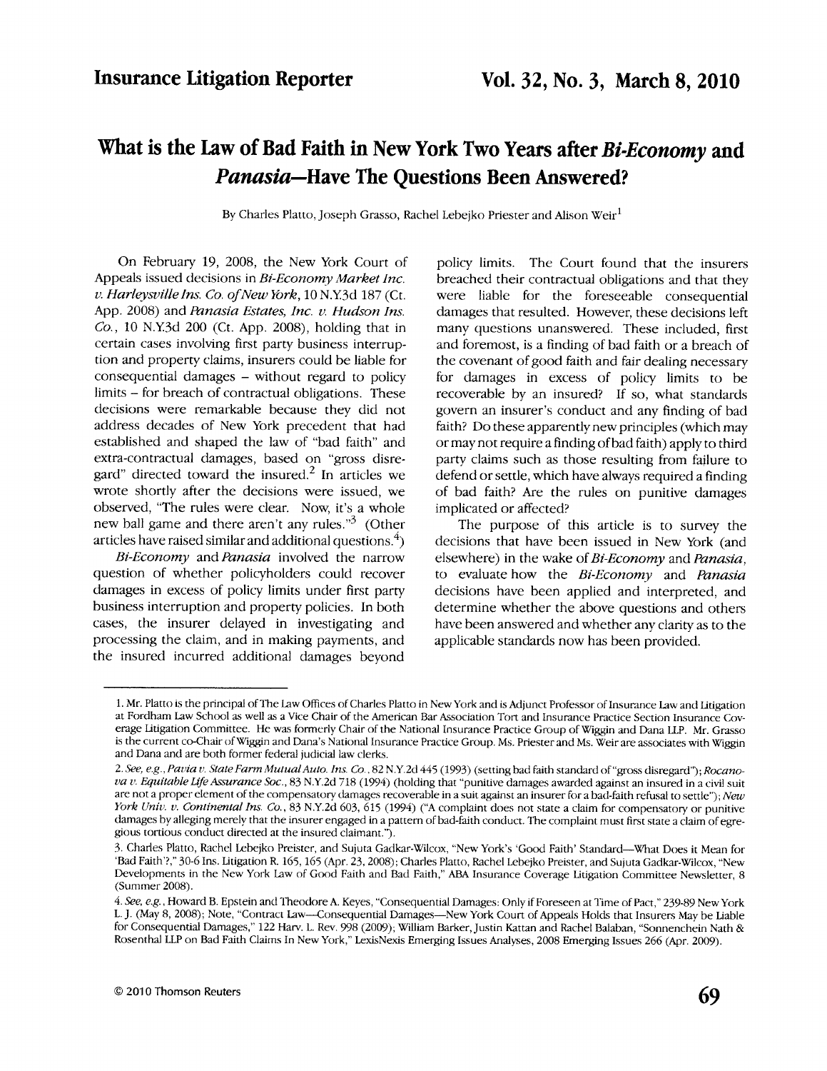# What is the Law of Bad Faith in New York Two Years after *Bi-Economy* and *Panasia*—Have The Questions Been Answered?

By Charles Platto, Joseph Grasso, Rachel Lebejko Priester and Alison Weir[1]

On February 19, 2008, the New York Court of Appeals issued decisions in *Bi-Economy Market Inc. v. Harleysville Ins. Co. of New York*, 10 N.Y.3d 187 (Ct. App. 2008) and *Panasia Estates, Inc. v. Hudson Ins. Co.*, 10 N.Y.3d 200 (Ct. App. 2008), holding that in certain cases involving first party business interruption and property claims, insurers could be liable for consequential damages – without regard to policy limits – for breach of contractual obligations. These decisions were remarkable because they did not address decades of New York precedent that had established and shaped the law of "bad faith" and extra-contractual damages, based on "gross disregard" directed toward the insured.[2] In articles we wrote shortly after the decisions were issued, we observed, "The rules were clear. Now, it's a whole new ball game and there aren't any rules."[3] (Other articles have raised similar and additional questions.[4])

*Bi-Economy* and *Panasia* involved the narrow question of whether policyholders could recover damages in excess of policy limits under first party business interruption and property policies. In both cases, the insurer delayed in investigating and processing the claim, and in making payments, and the insured incurred additional damages beyond policy limits. The Court found that the insurers breached their contractual obligations and that they were liable for the foreseeable consequential damages that resulted. However, these decisions left many questions unanswered. These included, first and foremost, is a finding of bad faith or a breach of the covenant of good faith and fair dealing necessary for damages in excess of policy limits to be recoverable by an insured? If so, what standards govern an insurer's conduct and any finding of bad faith? Do these apparently new principles (which may or may not require a finding of bad faith) apply to third party claims such as those resulting from failure to defend or settle, which have always required a finding of bad faith? Are the rules on punitive damages implicated or affected?

The purpose of this article is to survey the decisions that have been issued in New York (and elsewhere) in the wake of *Bi-Economy* and *Panasia*, to evaluate how the *Bi-Economy* and *Panasia* decisions have been applied and interpreted, and determine whether the above questions and others have been answered and whether any clarity as to the applicable standards now has been provided.

---

1. Mr. Platto is the principal of The Law Offices of Charles Platto in New York and is Adjunct Professor of Insurance Law and Litigation at Fordham Law School as well as a Vice Chair of the American Bar Association Tort and Insurance Practice Section Insurance Coverage Litigation Committee. He was formerly Chair of the National Insurance Practice Group of Wiggin and Dana LLP. Mr. Grasso is the current co-Chair of Wiggin and Dana's National Insurance Practice Group. Ms. Priester and Ms. Weir are associates with Wiggin and Dana and are both former federal judicial law clerks.

2. *See, e.g.*, *Pavia v. State Farm Mutual Auto. Ins. Co.*, 82 N.Y.2d 445 (1993) (setting bad faith standard of "gross disregard"); *Rocanova v. Equitable Life Assurance Soc.*, 83 N.Y.2d 718 (1994) (holding that "punitive damages awarded against an insured in a civil suit are not a proper element of the compensatory damages recoverable in a suit against an insurer for a bad-faith refusal to settle"); *New York Univ. v. Continental Ins. Co.*, 83 N.Y.2d 603, 615 (1994) ("A complaint does not state a claim for compensatory or punitive damages by alleging merely that the insurer engaged in a pattern of bad-faith conduct. The complaint must first state a claim of egregious tortious conduct directed at the insured claimant.").

3. Charles Platto, Rachel Lebejko Preister, and Sujuta Gadkar-Wilcox, "New York's 'Good Faith' Standard—What Does it Mean for 'Bad Faith'?," 30-6 Ins. Litigation R. 165, 165 (Apr. 23, 2008); Charles Platto, Rachel Lebejko Preister, and Sujuta Gadkar-Wilcox, "New Developments in the New York Law of Good Faith and Bad Faith," ABA Insurance Coverage Litigation Committee Newsletter, 8 (Summer 2008).

4. *See, e.g.*, Howard B. Epstein and Theodore A. Keyes, "Consequential Damages: Only if Foreseen at Time of Pact," 239-89 New York L. J. (May 8, 2008); Note, "Contract Law—Consequential Damages—New York Court of Appeals Holds that Insurers May be Liable for Consequential Damages," 122 Harv. L. Rev. 998 (2009); William Barker, Justin Kattan and Rachel Balaban, "Sonnenchein Nath & Rosenthal LLP on Bad Faith Claims In New York," LexisNexis Emerging Issues Analyses, 2008 Emerging Issues 266 (Apr. 2009).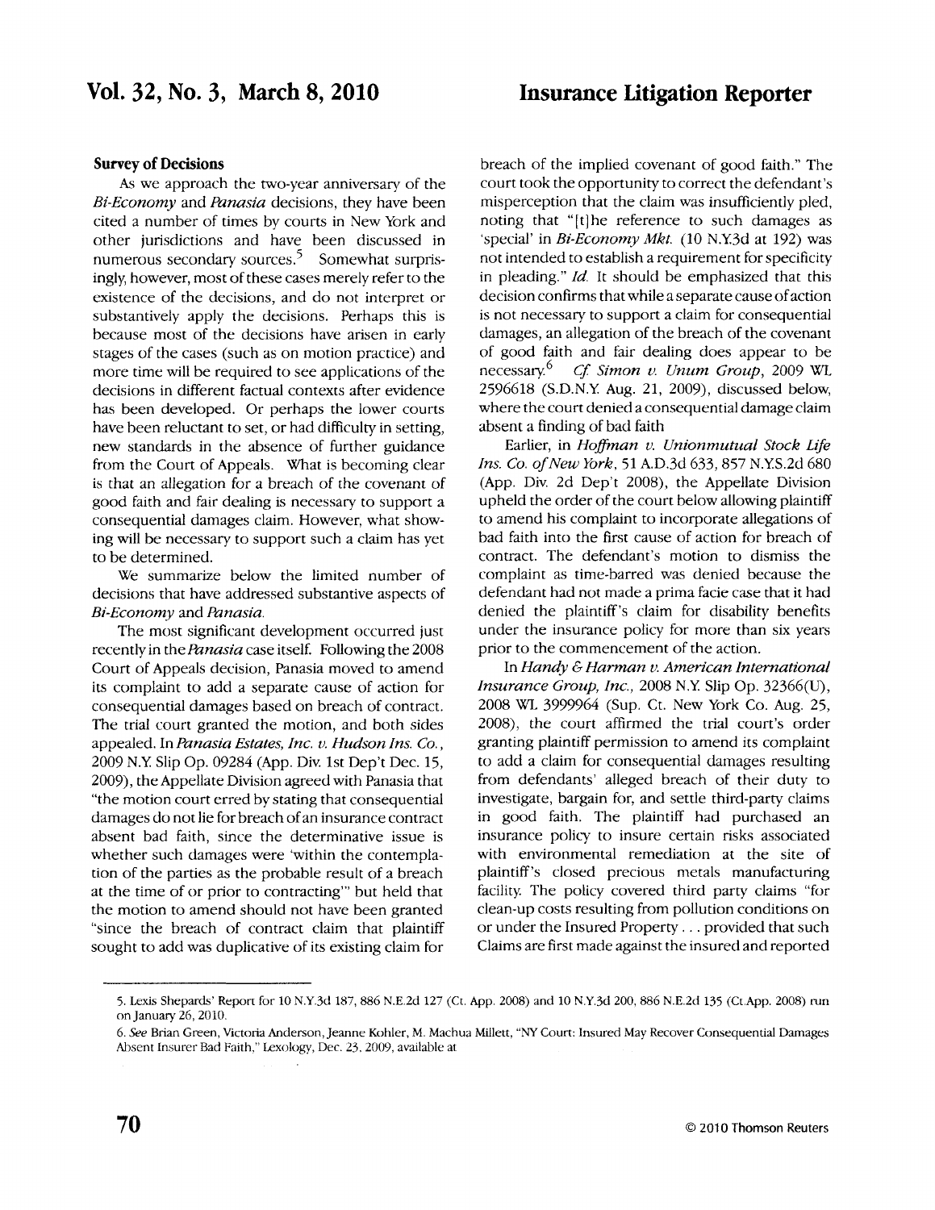### Survey of Decisions

As we approach the two-year anniversary of the *Bi-Economy* and *Panasia* decisions, they have been cited a number of times by courts in New York and other jurisdictions and have been discussed in numerous secondary sources.[5] Somewhat surprisingly, however, most of these cases merely refer to the existence of the decisions, and do not interpret or substantively apply the decisions. Perhaps this is because most of the decisions have arisen in early stages of the cases (such as on motion practice) and more time will be required to see applications of the decisions in different factual contexts after evidence has been developed. Or perhaps the lower courts have been reluctant to set, or had difficulty in setting, new standards in the absence of further guidance from the Court of Appeals. What is becoming clear is that an allegation for a breach of the covenant of good faith and fair dealing is necessary to support a consequential damages claim. However, what showing will be necessary to support such a claim has yet to be determined.

We summarize below the limited number of decisions that have addressed substantive aspects of *Bi-Economy* and *Panasia*.

The most significant development occurred just recently in the *Panasia* case itself. Following the 2008 Court of Appeals decision, Panasia moved to amend its complaint to add a separate cause of action for consequential damages based on breach of contract. The trial court granted the motion, and both sides appealed. In *Panasia Estates, Inc. v. Hudson Ins. Co.*, 2009 N.Y. Slip Op. 09284 (App. Div. 1st Dep't Dec. 15, 2009), the Appellate Division agreed with Panasia that "the motion court erred by stating that consequential damages do not lie for breach of an insurance contract absent bad faith, since the determinative issue is whether such damages were 'within the contemplation of the parties as the probable result of a breach at the time of or prior to contracting'" but held that the motion to amend should not have been granted "since the breach of contract claim that plaintiff sought to add was duplicative of its existing claim for breach of the implied covenant of good faith." The court took the opportunity to correct the defendant's misperception that the claim was insufficiently pled, noting that "[t]he reference to such damages as 'special' in *Bi-Economy Mkt.* (10 N.Y.3d at 192) was not intended to establish a requirement for specificity in pleading." *Id.* It should be emphasized that this decision confirms that while a separate cause of action is not necessary to support a claim for consequential damages, an allegation of the breach of the covenant of good faith and fair dealing does appear to be necessary.[6] *Cf. Simon v. Unum Group*, 2009 WL 2596618 (S.D.N.Y. Aug. 21, 2009), discussed below, where the court denied a consequential damage claim absent a finding of bad faith

Earlier, in *Hoffman v. Unionmutual Stock Life Ins. Co. of New York*, 51 A.D.3d 633, 857 N.Y.S.2d 680 (App. Div. 2d Dep't 2008), the Appellate Division upheld the order of the court below allowing plaintiff to amend his complaint to incorporate allegations of bad faith into the first cause of action for breach of contract. The defendant's motion to dismiss the complaint as time-barred was denied because the defendant had not made a prima facie case that it had denied the plaintiff's claim for disability benefits under the insurance policy for more than six years prior to the commencement of the action.

In *Handy & Harman v. American International Insurance Group, Inc.*, 2008 N.Y. Slip Op. 32366(U), 2008 WL 3999964 (Sup. Ct. New York Co. Aug. 25, 2008), the court affirmed the trial court's order granting plaintiff permission to amend its complaint to add a claim for consequential damages resulting from defendants' alleged breach of their duty to investigate, bargain for, and settle third-party claims in good faith. The plaintiff had purchased an insurance policy to insure certain risks associated with environmental remediation at the site of plaintiff's closed precious metals manufacturing facility. The policy covered third party claims "for clean-up costs resulting from pollution conditions on or under the Insured Property . . . provided that such Claims are first made against the insured and reported

---

5. Lexis Shepards' Report for 10 N.Y.3d 187, 886 N.E.2d 127 (Ct. App. 2008) and 10 N.Y.3d 200, 886 N.E.2d 135 (Ct.App. 2008) run on January 26, 2010.

6. *See* Brian Green, Victoria Anderson, Jeanne Kohler, M. Machua Millett, "NY Court: Insured May Recover Consequential Damages Absent Insurer Bad Faith," Lexology, Dec. 23, 2009, available at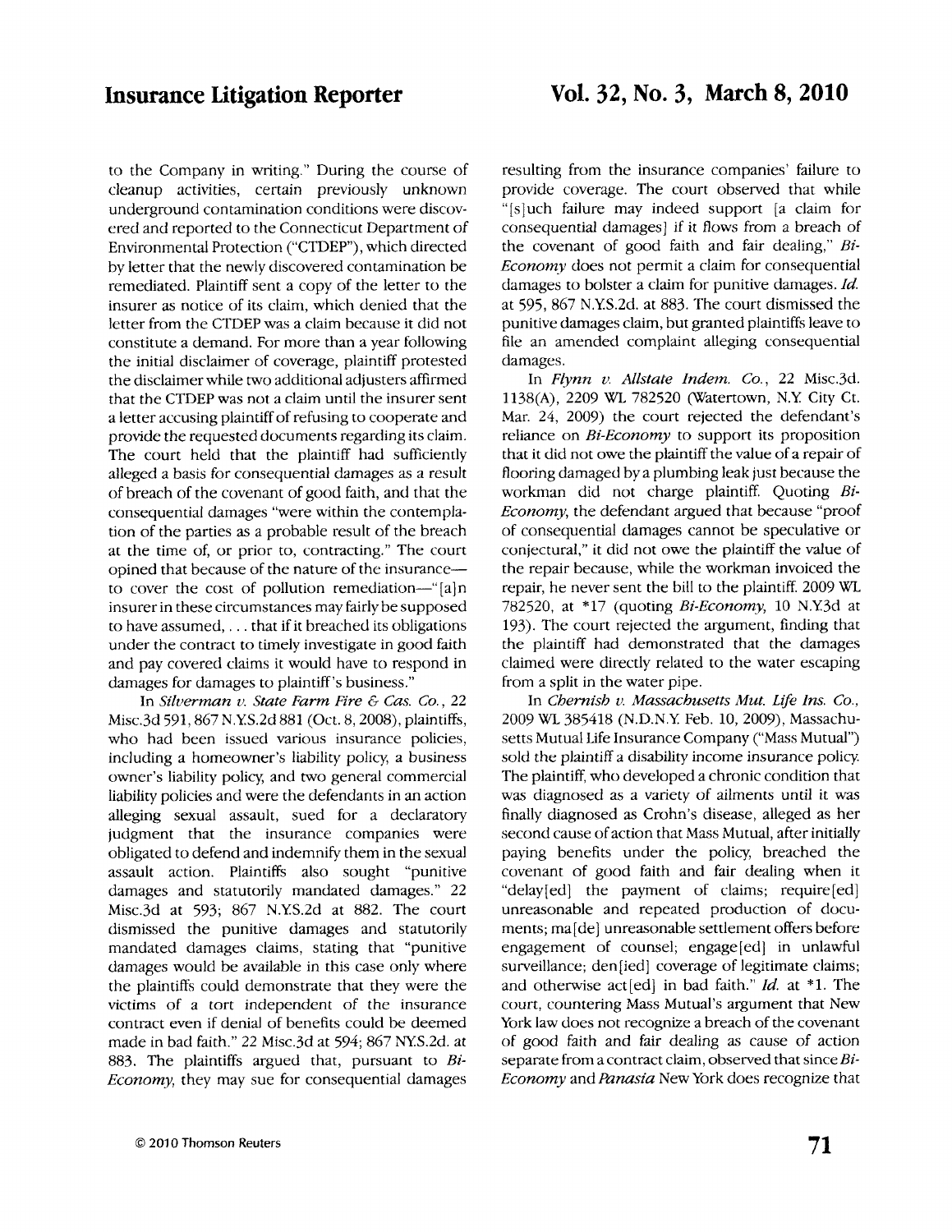to the Company in writing." During the course of cleanup activities, certain previously unknown underground contamination conditions were discovered and reported to the Connecticut Department of Environmental Protection ("CTDEP"), which directed by letter that the newly discovered contamination be remediated. Plaintiff sent a copy of the letter to the insurer as notice of its claim, which denied that the letter from the CTDEP was a claim because it did not constitute a demand. For more than a year following the initial disclaimer of coverage, plaintiff protested the disclaimer while two additional adjusters affirmed that the CTDEP was not a claim until the insurer sent a letter accusing plaintiff of refusing to cooperate and provide the requested documents regarding its claim. The court held that the plaintiff had sufficiently alleged a basis for consequential damages as a result of breach of the covenant of good faith, and that the consequential damages "were within the contemplation of the parties as a probable result of the breach at the time of, or prior to, contracting." The court opined that because of the nature of the insurance—to cover the cost of pollution remediation—"[a]n insurer in these circumstances may fairly be supposed to have assumed, . . . that if it breached its obligations under the contract to timely investigate in good faith and pay covered claims it would have to respond in damages for damages to plaintiff's business."

In *Silverman v. State Farm Fire & Cas. Co.*, 22 Misc.3d 591, 867 N.Y.S.2d 881 (Oct. 8, 2008), plaintiffs, who had been issued various insurance policies, including a homeowner's liability policy, a business owner's liability policy, and two general commercial liability policies and were the defendants in an action alleging sexual assault, sued for a declaratory judgment that the insurance companies were obligated to defend and indemnify them in the sexual assault action. Plaintiffs also sought "punitive damages and statutorily mandated damages." 22 Misc.3d at 593; 867 N.Y.S.2d at 882. The court dismissed the punitive damages and statutorily mandated damages claims, stating that "punitive damages would be available in this case only where the plaintiffs could demonstrate that they were the victims of a tort independent of the insurance contract even if denial of benefits could be deemed made in bad faith." 22 Misc.3d at 594; 867 NY.S.2d. at 883. The plaintiffs argued that, pursuant to *Bi-Economy*, they may sue for consequential damages resulting from the insurance companies' failure to provide coverage. The court observed that while "[s]uch failure may indeed support [a claim for consequential damages] if it flows from a breach of the covenant of good faith and fair dealing," *Bi-Economy* does not permit a claim for consequential damages to bolster a claim for punitive damages. *Id.* at 595, 867 N.Y.S.2d. at 883. The court dismissed the punitive damages claim, but granted plaintiffs leave to file an amended complaint alleging consequential damages.

In *Flynn v. Allstate Indem. Co.*, 22 Misc.3d. 1138(A), 2209 WL 782520 (Watertown, N.Y. City Ct. Mar. 24, 2009) the court rejected the defendant's reliance on *Bi-Economy* to support its proposition that it did not owe the plaintiff the value of a repair of flooring damaged by a plumbing leak just because the workman did not charge plaintiff. Quoting *Bi-Economy*, the defendant argued that because "proof of consequential damages cannot be speculative or conjectural," it did not owe the plaintiff the value of the repair because, while the workman invoiced the repair, he never sent the bill to the plaintiff. 2009 WL 782520, at *17 (quoting *Bi-Economy*, 10 N.Y.3d at 193). The court rejected the argument, finding that the plaintiff had demonstrated that the damages claimed were directly related to the water escaping from a split in the water pipe.

In *Chernish v. Massachusetts Mut. Life Ins. Co.*, 2009 WL 385418 (N.D.N.Y. Feb. 10, 2009), Massachusetts Mutual Life Insurance Company ("Mass Mutual") sold the plaintiff a disability income insurance policy. The plaintiff, who developed a chronic condition that was diagnosed as a variety of ailments until it was finally diagnosed as Crohn's disease, alleged as her second cause of action that Mass Mutual, after initially paying benefits under the policy, breached the covenant of good faith and fair dealing when it "delay[ed] the payment of claims; require[ed] unreasonable and repeated production of documents; ma[de] unreasonable settlement offers before engagement of counsel; engage[ed] in unlawful surveillance; den[ied] coverage of legitimate claims; and otherwise act[ed] in bad faith." *Id.* at *1. The court, countering Mass Mutual's argument that New York law does not recognize a breach of the covenant of good faith and fair dealing as cause of action separate from a contract claim, observed that since *Bi-Economy* and *Panasia* New York does recognize that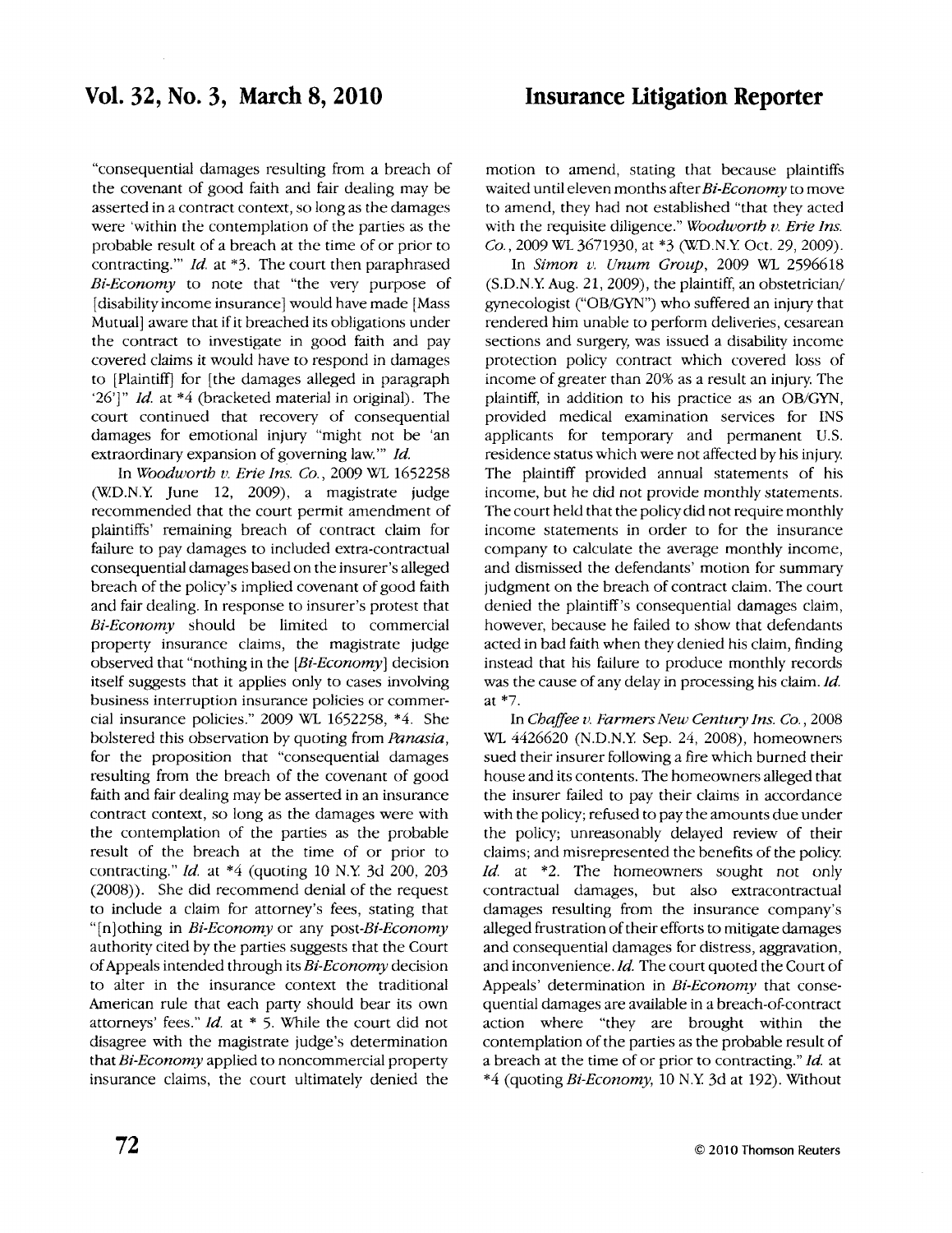"consequential damages resulting from a breach of the covenant of good faith and fair dealing may be asserted in a contract context, so long as the damages were 'within the contemplation of the parties as the probable result of a breach at the time of or prior to contracting.'" *Id.* at *3. The court then paraphrased *Bi-Economy* to note that "the very purpose of [disability income insurance] would have made [Mass Mutual] aware that if it breached its obligations under the contract to investigate in good faith and pay covered claims it would have to respond in damages to [Plaintiff] for [the damages alleged in paragraph '26']" *Id.* at *4 (bracketed material in original). The court continued that recovery of consequential damages for emotional injury "might not be 'an extraordinary expansion of governing law.'" *Id.*

In *Woodworth v. Erie Ins. Co.*, 2009 WL 1652258 (W.D.N.Y. June 12, 2009), a magistrate judge recommended that the court permit amendment of plaintiffs' remaining breach of contract claim for failure to pay damages to included extra-contractual consequential damages based on the insurer's alleged breach of the policy's implied covenant of good faith and fair dealing. In response to insurer's protest that *Bi-Economy* should be limited to commercial property insurance claims, the magistrate judge observed that "nothing in the [*Bi-Economy*] decision itself suggests that it applies only to cases involving business interruption insurance policies or commercial insurance policies." 2009 WL 1652258, *4. She bolstered this observation by quoting from *Panasia*, for the proposition that "consequential damages resulting from the breach of the covenant of good faith and fair dealing may be asserted in an insurance contract context, so long as the damages were with the contemplation of the parties as the probable result of the breach at the time of or prior to contracting." *Id.* at *4 (quoting 10 N.Y. 3d 200, 203 (2008)). She did recommend denial of the request to include a claim for attorney's fees, stating that "[n]othing in *Bi-Economy* or any post-*Bi-Economy* authority cited by the parties suggests that the Court of Appeals intended through its *Bi-Economy* decision to alter in the insurance context the traditional American rule that each party should bear its own attorneys' fees." *Id.* at * 5. While the court did not disagree with the magistrate judge's determination that *Bi-Economy* applied to noncommercial property insurance claims, the court ultimately denied the motion to amend, stating that because plaintiffs waited until eleven months after *Bi-Economy* to move to amend, they had not established "that they acted with the requisite diligence." *Woodworth v. Erie Ins. Co.*, 2009 WL 3671930, at *3 (W.D.N.Y. Oct. 29, 2009).

In *Simon v. Unum Group*, 2009 WL 2596618 (S.D.N.Y. Aug. 21, 2009), the plaintiff, an obstetrician/gynecologist ("OB/GYN") who suffered an injury that rendered him unable to perform deliveries, cesarean sections and surgery, was issued a disability income protection policy contract which covered loss of income of greater than 20% as a result an injury. The plaintiff, in addition to his practice as an OB/GYN, provided medical examination services for INS applicants for temporary and permanent U.S. residence status which were not affected by his injury. The plaintiff provided annual statements of his income, but he did not provide monthly statements. The court held that the policy did not require monthly income statements in order to for the insurance company to calculate the average monthly income, and dismissed the defendants' motion for summary judgment on the breach of contract claim. The court denied the plaintiff's consequential damages claim, however, because he failed to show that defendants acted in bad faith when they denied his claim, finding instead that his failure to produce monthly records was the cause of any delay in processing his claim. *Id.* at *7.

In *Chaffee v. Farmers New Century Ins. Co.*, 2008 WL 4426620 (N.D.N.Y. Sep. 24, 2008), homeowners sued their insurer following a fire which burned their house and its contents. The homeowners alleged that the insurer failed to pay their claims in accordance with the policy; refused to pay the amounts due under the policy; unreasonably delayed review of their claims; and misrepresented the benefits of the policy. *Id.* at *2. The homeowners sought not only contractual damages, but also extracontractual damages resulting from the insurance company's alleged frustration of their efforts to mitigate damages and consequential damages for distress, aggravation, and inconvenience. *Id.* The court quoted the Court of Appeals' determination in *Bi-Economy* that consequential damages are available in a breach-of-contract action where "they are brought within the contemplation of the parties as the probable result of a breach at the time of or prior to contracting." *Id.* at *4 (quoting *Bi-Economy*, 10 N.Y. 3d at 192). Without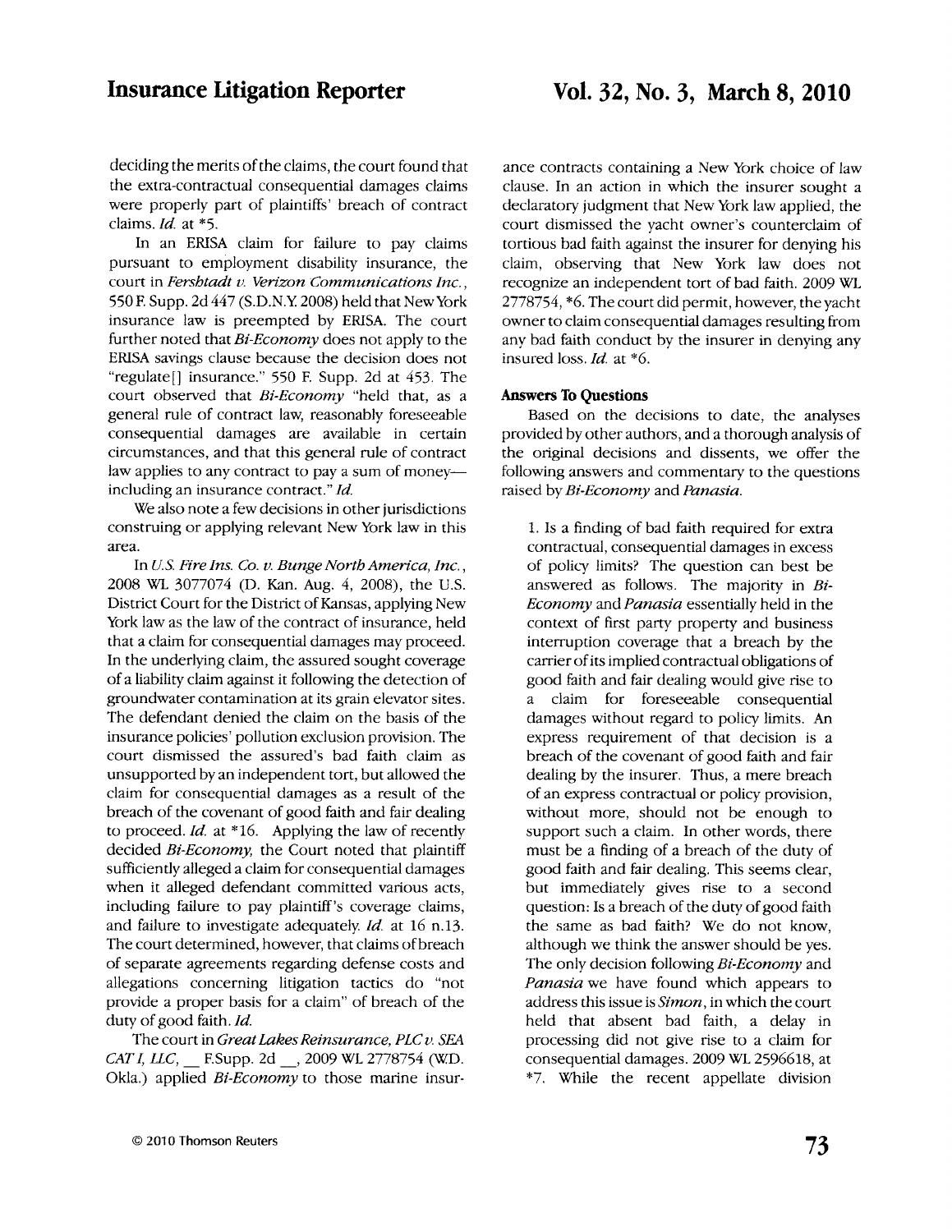deciding the merits of the claims, the court found that the extra-contractual consequential damages claims were properly part of plaintiffs' breach of contract claims. *Id.* at *5.

In an ERISA claim for failure to pay claims pursuant to employment disability insurance, the court in *Fershtadt v. Verizon Communications Inc.*, 550 F. Supp. 2d 447 (S.D.N.Y. 2008) held that New York insurance law is preempted by ERISA. The court further noted that *Bi-Economy* does not apply to the ERISA savings clause because the decision does not "regulate[] insurance." 550 F. Supp. 2d at 453. The court observed that *Bi-Economy* "held that, as a general rule of contract law, reasonably foreseeable consequential damages are available in certain circumstances, and that this general rule of contract law applies to any contract to pay a sum of money—including an insurance contract." *Id.*

We also note a few decisions in other jurisdictions construing or applying relevant New York law in this area.

In *U.S. Fire Ins. Co. v. Bunge North America, Inc.*, 2008 WL 3077074 (D. Kan. Aug. 4, 2008), the U.S. District Court for the District of Kansas, applying New York law as the law of the contract of insurance, held that a claim for consequential damages may proceed. In the underlying claim, the assured sought coverage of a liability claim against it following the detection of groundwater contamination at its grain elevator sites. The defendant denied the claim on the basis of the insurance policies' pollution exclusion provision. The court dismissed the assured's bad faith claim as unsupported by an independent tort, but allowed the claim for consequential damages as a result of the breach of the covenant of good faith and fair dealing to proceed. *Id.* at *16. Applying the law of recently decided *Bi-Economy*, the Court noted that plaintiff sufficiently alleged a claim for consequential damages when it alleged defendant committed various acts, including failure to pay plaintiff's coverage claims, and failure to investigate adequately. *Id.* at 16 n.13. The court determined, however, that claims of breach of separate agreements regarding defense costs and allegations concerning litigation tactics do "not provide a proper basis for a claim" of breach of the duty of good faith. *Id.*

The court in *Great Lakes Reinsurance, PLC v. SEA CAT I, LLC*, __ F.Supp. 2d __, 2009 WL 2778754 (W.D. Okla.) applied *Bi-Economy* to those marine insurance contracts containing a New York choice of law clause. In an action in which the insurer sought a declaratory judgment that New York law applied, the court dismissed the yacht owner's counterclaim of tortious bad faith against the insurer for denying his claim, observing that New York law does not recognize an independent tort of bad faith. 2009 WL 2778754, *6. The court did permit, however, the yacht owner to claim consequential damages resulting from any bad faith conduct by the insurer in denying any insured loss. *Id.* at *6.

### Answers To Questions

Based on the decisions to date, the analyses provided by other authors, and a thorough analysis of the original decisions and dissents, we offer the following answers and commentary to the questions raised by *Bi-Economy* and *Panasia*.

1. Is a finding of bad faith required for extra contractual, consequential damages in excess of policy limits? The question can best be answered as follows. The majority in *Bi-Economy* and *Panasia* essentially held in the context of first party property and business interruption coverage that a breach by the carrier of its implied contractual obligations of good faith and fair dealing would give rise to a claim for foreseeable consequential damages without regard to policy limits. An express requirement of that decision is a breach of the covenant of good faith and fair dealing by the insurer. Thus, a mere breach of an express contractual or policy provision, without more, should not be enough to support such a claim. In other words, there must be a finding of a breach of the duty of good faith and fair dealing. This seems clear, but immediately gives rise to a second question: Is a breach of the duty of good faith the same as bad faith? We do not know, although we think the answer should be yes. The only decision following *Bi-Economy* and *Panasia* we have found which appears to address this issue is *Simon*, in which the court held that absent bad faith, a delay in processing did not give rise to a claim for consequential damages. 2009 WL 2596618, at *7. While the recent appellate division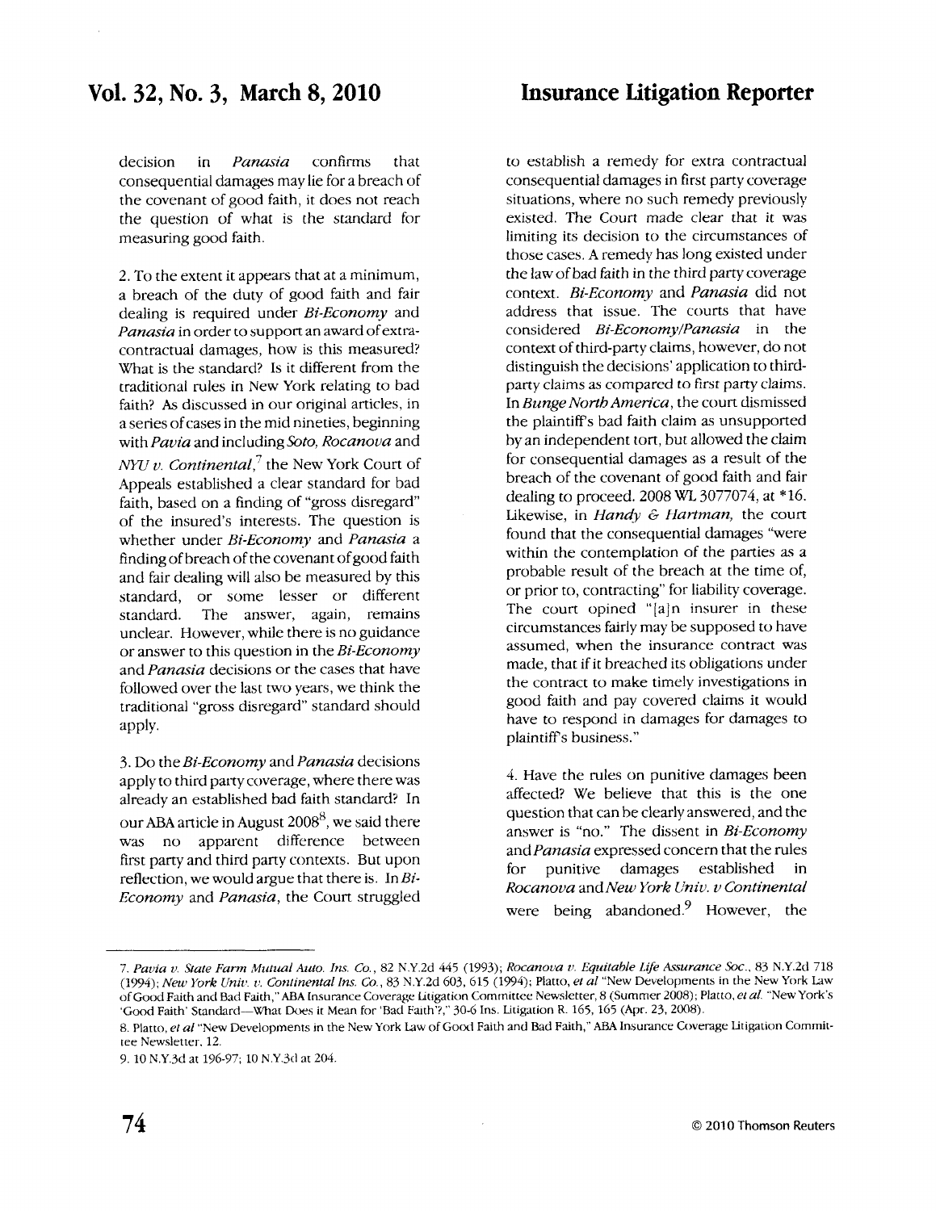decision in *Panasia* confirms that consequential damages may lie for a breach of the covenant of good faith, it does not reach the question of what is the standard for measuring good faith.

2. To the extent it appears that at a minimum, a breach of the duty of good faith and fair dealing is required under *Bi-Economy* and *Panasia* in order to support an award of extra-contractual damages, how is this measured? What is the standard? Is it different from the traditional rules in New York relating to bad faith? As discussed in our original articles, in a series of cases in the mid nineties, beginning with *Pavia* and including *Soto, Rocanova* and *NYU v. Continental*,[7] the New York Court of Appeals established a clear standard for bad faith, based on a finding of "gross disregard" of the insured's interests. The question is whether under *Bi-Economy* and *Panasia* a finding of breach of the covenant of good faith and fair dealing will also be measured by this standard, or some lesser or different standard. The answer, again, remains unclear. However, while there is no guidance or answer to this question in the *Bi-Economy* and *Panasia* decisions or the cases that have followed over the last two years, we think the traditional "gross disregard" standard should apply.

3. Do the *Bi-Economy* and *Panasia* decisions apply to third party coverage, where there was already an established bad faith standard? In our ABA article in August 2008[8], we said there was no apparent difference between first party and third party contexts. But upon reflection, we would argue that there is. In *Bi-Economy* and *Panasia*, the Court struggled to establish a remedy for extra contractual consequential damages in first party coverage situations, where no such remedy previously existed. The Court made clear that it was limiting its decision to the circumstances of those cases. A remedy has long existed under the law of bad faith in the third party coverage context. *Bi-Economy* and *Panasia* did not address that issue. The courts that have considered *Bi-Economy/Panasia* in the context of third-party claims, however, do not distinguish the decisions' application to third-party claims as compared to first party claims. In *Bunge North America*, the court dismissed the plaintiff's bad faith claim as unsupported by an independent tort, but allowed the claim for consequential damages as a result of the breach of the covenant of good faith and fair dealing to proceed. 2008 WL 3077074, at *16. Likewise, in *Handy & Hartman*, the court found that the consequential damages "were within the contemplation of the parties as a probable result of the breach at the time of, or prior to, contracting" for liability coverage. The court opined "[a]n insurer in these circumstances fairly may be supposed to have assumed, when the insurance contract was made, that if it breached its obligations under the contract to make timely investigations in good faith and pay covered claims it would have to respond in damages for damages to plaintiff's business."

4. Have the rules on punitive damages been affected? We believe that this is the one question that can be clearly answered, and the answer is "no." The dissent in *Bi-Economy* and *Panasia* expressed concern that the rules for punitive damages established in *Rocanova* and *New York Univ. v Continental* were being abandoned.[9] However, the

---

7. *Pavia v. State Farm Mutual Auto. Ins. Co.*, 82 N.Y.2d 445 (1993); *Rocanova v. Equitable Life Assurance Soc.*, 83 N.Y.2d 718 (1994); *New York Univ. v. Continental Ins. Co.*, 83 N.Y.2d 603, 615 (1994); Platto, *et al* "New Developments in the New York Law of Good Faith and Bad Faith," ABA Insurance Coverage Litigation Committee Newsletter, 8 (Summer 2008); Platto, *et al.* "New York's 'Good Faith' Standard—What Does it Mean for 'Bad Faith'?," 30-6 Ins. Litigation R. 165, 165 (Apr. 23, 2008).

8. Platto, *et al* "New Developments in the New York Law of Good Faith and Bad Faith," ABA Insurance Coverage Litigation Committee Newsletter, 12.

9. 10 N.Y.3d at 196-97; 10 N.Y.3d at 204.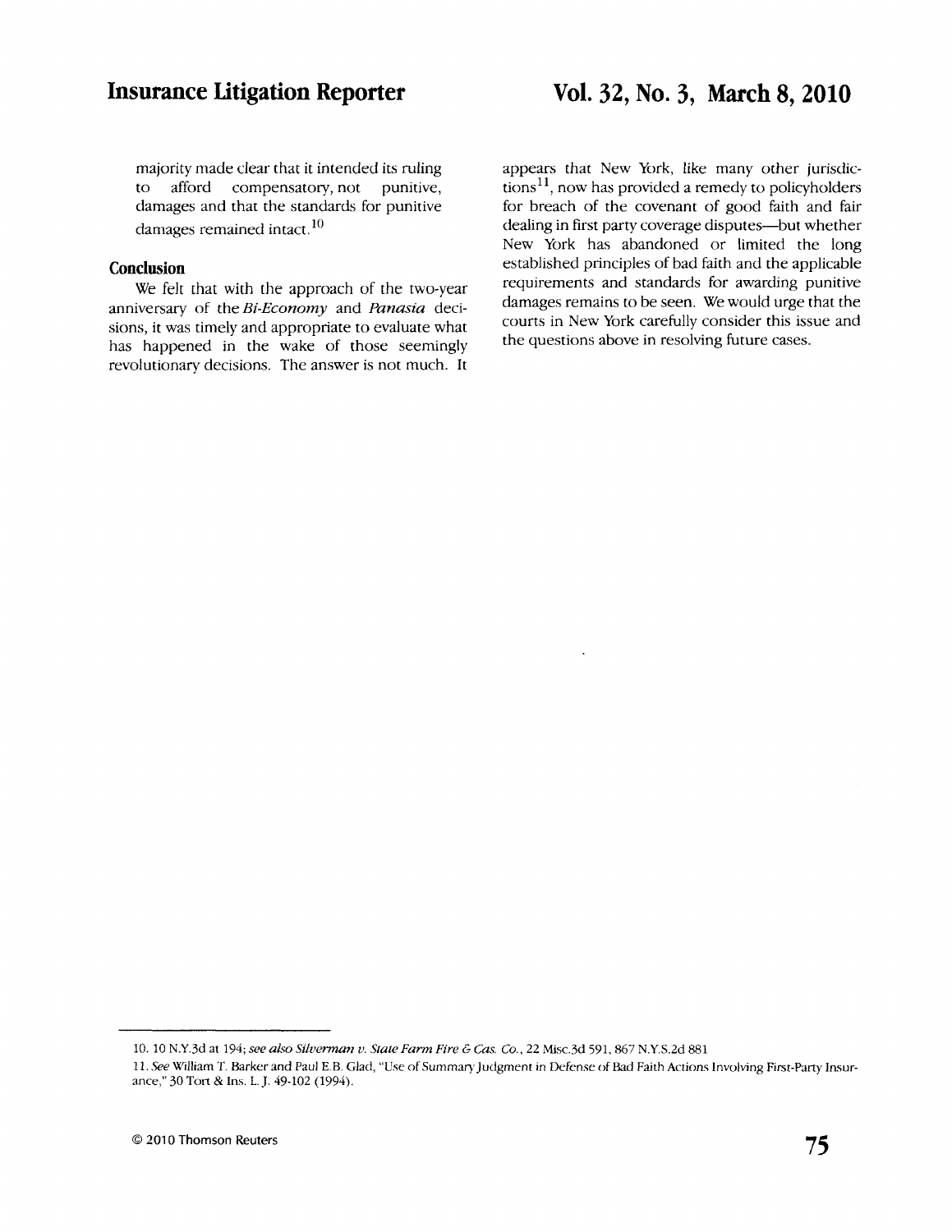majority made clear that it intended its ruling to afford compensatory, not punitive, damages and that the standards for punitive damages remained intact.[10]

## Conclusion

We felt that with the approach of the two-year anniversary of the *Bi-Economy* and *Panasia* decisions, it was timely and appropriate to evaluate what has happened in the wake of those seemingly revolutionary decisions. The answer is not much. It appears that New York, like many other jurisdictions[11], now has provided a remedy to policyholders for breach of the covenant of good faith and fair dealing in first party coverage disputes—but whether New York has abandoned or limited the long established principles of bad faith and the applicable requirements and standards for awarding punitive damages remains to be seen. We would urge that the courts in New York carefully consider this issue and the questions above in resolving future cases.

---

10. 10 N.Y.3d at 194; *see also Silverman v. State Farm Fire & Cas. Co.*, 22 Misc.3d 591, 867 N.Y.S.2d 881

11. *See* William T. Barker and Paul E.B. Glad, "Use of Summary Judgment in Defense of Bad Faith Actions Involving First-Party Insurance," 30 Tort & Ins. L. J. 49-102 (1994).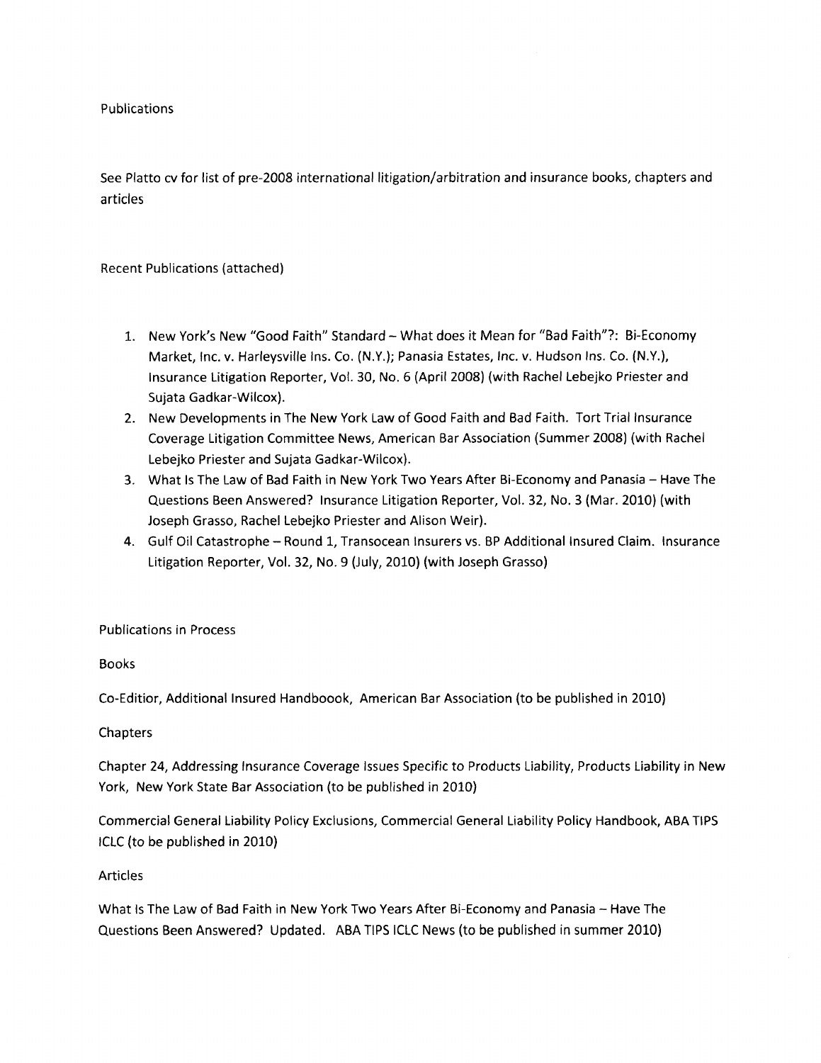Publications

See Platto cv for list of pre-2008 international litigation/arbitration and insurance books, chapters and articles

Recent Publications (attached)

1. New York's New "Good Faith" Standard – What does it Mean for "Bad Faith"?: Bi-Economy Market, Inc. v. Harleysville Ins. Co. (N.Y.); Panasia Estates, Inc. v. Hudson Ins. Co. (N.Y.), Insurance Litigation Reporter, Vol. 30, No. 6 (April 2008) (with Rachel Lebejko Priester and Sujata Gadkar-Wilcox).
2. New Developments in The New York Law of Good Faith and Bad Faith. Tort Trial Insurance Coverage Litigation Committee News, American Bar Association (Summer 2008) (with Rachel Lebejko Priester and Sujata Gadkar-Wilcox).
3. What Is The Law of Bad Faith in New York Two Years After Bi-Economy and Panasia – Have The Questions Been Answered? Insurance Litigation Reporter, Vol. 32, No. 3 (Mar. 2010) (with Joseph Grasso, Rachel Lebejko Priester and Alison Weir).
4. Gulf Oil Catastrophe – Round 1, Transocean Insurers vs. BP Additional Insured Claim. Insurance Litigation Reporter, Vol. 32, No. 9 (July, 2010) (with Joseph Grasso)

Publications in Process

Books

Co-Editior, Additional Insured Handboook, American Bar Association (to be published in 2010)

Chapters

Chapter 24, Addressing Insurance Coverage Issues Specific to Products Liability, Products Liability in New York, New York State Bar Association (to be published in 2010)

Commercial General Liability Policy Exclusions, Commercial General Liability Policy Handbook, ABA TIPS ICLC (to be published in 2010)

Articles

What Is The Law of Bad Faith in New York Two Years After Bi-Economy and Panasia – Have The Questions Been Answered? Updated. ABA TIPS ICLC News (to be published in summer 2010)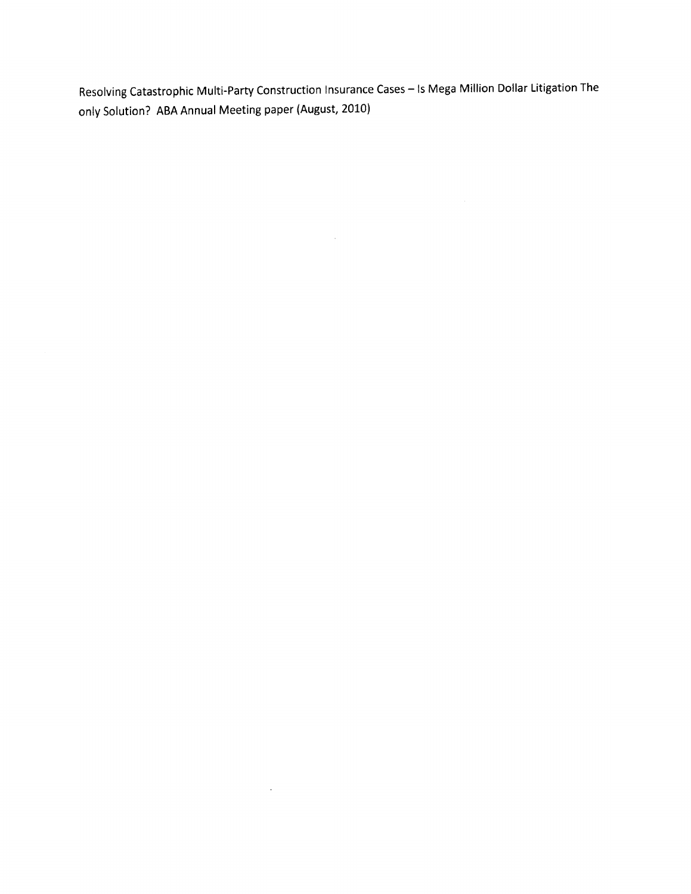Resolving Catastrophic Multi-Party Construction Insurance Cases – Is Mega Million Dollar Litigation The only Solution? ABA Annual Meeting paper (August, 2010)